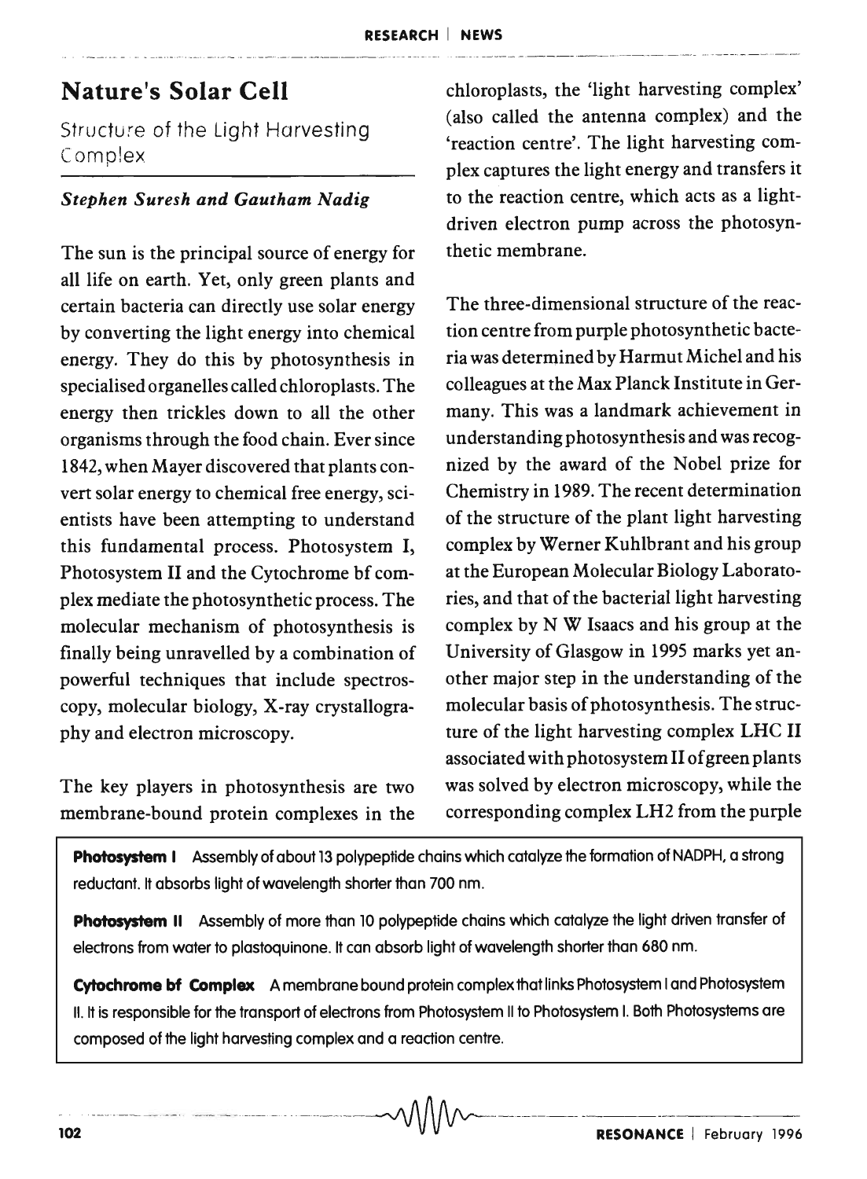# Nature's Solar Cell

## Structure of the Light Harvesting Complex

***Stephen Suresh and Gautham Nadig***

The sun is the principal source of energy for all life on earth. Yet, only green plants and certain bacteria can directly use solar energy by converting the light energy into chemical energy. They do this by photosynthesis in specialised organelles called chloroplasts. The energy then trickles down to all the other organisms through the food chain. Ever since 1842, when Mayer discovered that plants convert solar energy to chemical free energy, scientists have been attempting to understand this fundamental process. Photosystem I, Photosystem II and the Cytochrome bf complex mediate the photosynthetic process. The molecular mechanism of photosynthesis is finally being unravelled by a combination of powerful techniques that include spectroscopy, molecular biology, X-ray crystallography and electron microscopy.

The key players in photosynthesis are two membrane-bound protein complexes in the chloroplasts, the 'light harvesting complex' (also called the antenna complex) and the 'reaction centre'. The light harvesting complex captures the light energy and transfers it to the reaction centre, which acts as a light-driven electron pump across the photosynthetic membrane.

The three-dimensional structure of the reaction centre from purple photosynthetic bacteria was determined by Harmut Michel and his colleagues at the Max Planck Institute in Germany. This was a landmark achievement in understanding photosynthesis and was recognized by the award of the Nobel prize for Chemistry in 1989. The recent determination of the structure of the plant light harvesting complex by Werner Kuhlbrant and his group at the European Molecular Biology Laboratories, and that of the bacterial light harvesting complex by N W Isaacs and his group at the University of Glasgow in 1995 marks yet another major step in the understanding of the molecular basis of photosynthesis. The structure of the light harvesting complex LHC II associated with photosystem II of green plants was solved by electron microscopy, while the corresponding complex LH2 from the purple

**Photosystem I** Assembly of about 13 polypeptide chains which catalyze the formation of NADPH, a strong reductant. It absorbs light of wavelength shorter than 700 nm.

**Photosystem II** Assembly of more than 10 polypeptide chains which catalyze the light driven transfer of electrons from water to plastoquinone. It can absorb light of wavelength shorter than 680 nm.

**Cytochrome bf Complex** A membrane bound protein complex that links Photosystem I and Photosystem II. It is responsible for the transport of electrons from Photosystem II to Photosystem I. Both Photosystems are composed of the light harvesting complex and a reaction centre.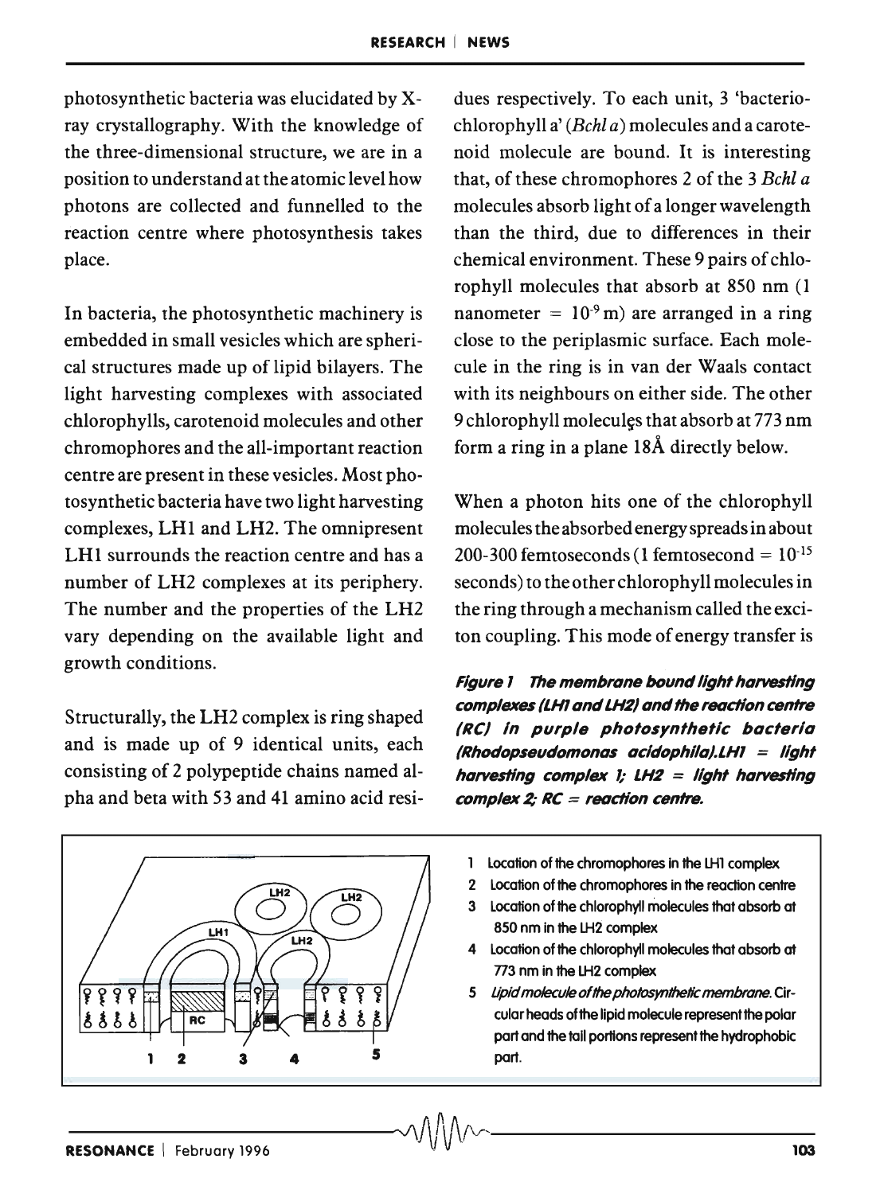photosynthetic bacteria was elucidated by X-ray crystallography. With the knowledge of the three-dimensional structure, we are in a position to understand at the atomic level how photons are collected and funnelled to the reaction centre where photosynthesis takes place.

In bacteria, the photosynthetic machinery is embedded in small vesicles which are spherical structures made up of lipid bilayers. The light harvesting complexes with associated chlorophylls, carotenoid molecules and other chromophores and the all-important reaction centre are present in these vesicles. Most photosynthetic bacteria have two light harvesting complexes, LH1 and LH2. The omnipresent LH1 surrounds the reaction centre and has a number of LH2 complexes at its periphery. The number and the properties of the LH2 vary depending on the available light and growth conditions.

Structurally, the LH2 complex is ring shaped and is made up of 9 identical units, each consisting of 2 polypeptide chains named alpha and beta with 53 and 41 amino acid residues respectively. To each unit, 3 'bacteriochlorophyll a' (*Bchl a*) molecules and a carotenoid molecule are bound. It is interesting that, of these chromophores 2 of the 3 *Bchl a* molecules absorb light of a longer wavelength than the third, due to differences in their chemical environment. These 9 pairs of chlorophyll molecules that absorb at 850 nm (1 nanometer = $10^{-9}$ m) are arranged in a ring close to the periplasmic surface. Each molecule in the ring is in van der Waals contact with its neighbours on either side. The other 9 chlorophyll molecules that absorb at 773 nm form a ring in a plane 18Å directly below.

When a photon hits one of the chlorophyll molecules the absorbed energy spreads in about 200-300 femtoseconds (1 femtosecond = $10^{-15}$ seconds) to the other chlorophyll molecules in the ring through a mechanism called the exciton coupling. This mode of energy transfer is

**Figure 1** ***The membrane bound light harvesting complexes (LH1 and LH2) and the reaction centre (RC) in purple photosynthetic bacteria (Rhodopseudomonas acidophila). LH1 = light harvesting complex 1; LH2 = light harvesting complex 2; RC = reaction centre.***

1. Location of the chromophores in the LH1 complex
2. Location of the chromophores in the reaction centre
3. Location of the chlorophyll molecules that absorb at 850 nm in the LH2 complex
4. Location of the chlorophyll molecules that absorb at 773 nm in the LH2 complex
5. *Lipid molecule of the photosynthetic membrane.* Circular heads of the lipid molecule represent the polar part and the tail portions represent the hydrophobic part.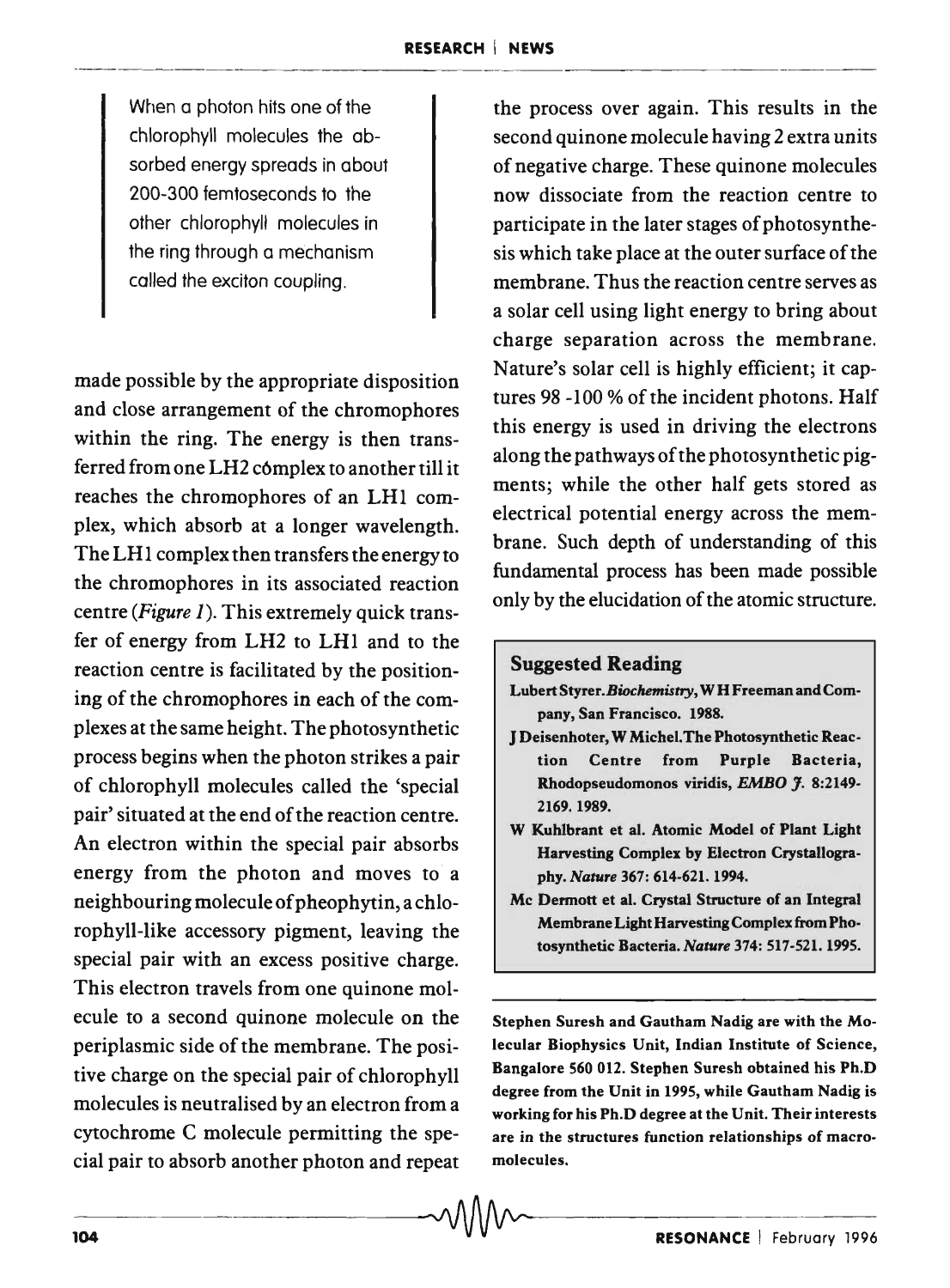> When a photon hits one of the chlorophyll molecules the absorbed energy spreads in about 200-300 femtoseconds to the other chlorophyll molecules in the ring through a mechanism called the exciton coupling.

made possible by the appropriate disposition and close arrangement of the chromophores within the ring. The energy is then transferred from one LH2 cómplex to another till it reaches the chromophores of an LH1 complex, which absorb at a longer wavelength. The LH1 complex then transfers the energy to the chromophores in its associated reaction centre (*Figure 1*). This extremely quick transfer of energy from LH2 to LH1 and to the reaction centre is facilitated by the positioning of the chromophores in each of the complexes at the same height. The photosynthetic process begins when the photon strikes a pair of chlorophyll molecules called the 'special pair' situated at the end of the reaction centre. An electron within the special pair absorbs energy from the photon and moves to a neighbouring molecule of pheophytin, a chlorophyll-like accessory pigment, leaving the special pair with an excess positive charge. This electron travels from one quinone molecule to a second quinone molecule on the periplasmic side of the membrane. The positive charge on the special pair of chlorophyll molecules is neutralised by an electron from a cytochrome C molecule permitting the special pair to absorb another photon and repeat the process over again. This results in the second quinone molecule having 2 extra units of negative charge. These quinone molecules now dissociate from the reaction centre to participate in the later stages of photosynthesis which take place at the outer surface of the membrane. Thus the reaction centre serves as a solar cell using light energy to bring about charge separation across the membrane. Nature's solar cell is highly efficient; it captures 98 -100 % of the incident photons. Half this energy is used in driving the electrons along the pathways of the photosynthetic pigments; while the other half gets stored as electrical potential energy across the membrane. Such depth of understanding of this fundamental process has been made possible only by the elucidation of the atomic structure.

### Suggested Reading

- Lubert Styrer. *Biochemistry*, W H Freeman and Company, San Francisco. 1988.
- J Deisenhoter, W Michel. The Photosynthetic Reaction Centre from Purple Bacteria, Rhodopseudomonos viridis, *EMBO J.* 8:2149-2169. 1989.
- W Kuhlbrant et al. Atomic Model of Plant Light Harvesting Complex by Electron Crystallography. *Nature* 367: 614-621. 1994.
- Mc Dermott et al. Crystal Structure of an Integral Membrane Light Harvesting Complex from Photosynthetic Bacteria. *Nature* 374: 517-521. 1995.

**Stephen Suresh and Gautham Nadig are with the Molecular Biophysics Unit, Indian Institute of Science, Bangalore 560 012. Stephen Suresh obtained his Ph.D degree from the Unit in 1995, while Gautham Nadig is working for his Ph.D degree at the Unit. Their interests are in the structures function relationships of macromolecules.**